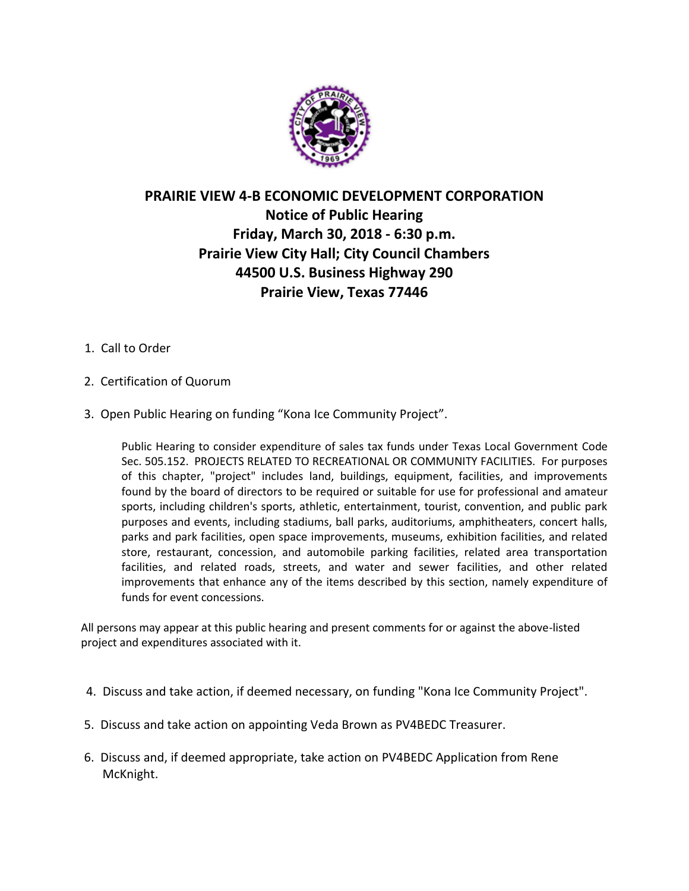# PRAIRIE VIEW 4-B ECONOMIC DEVELOPMENT CORPORATION

## Notice of Public Hearing
## Friday, March 30, 2018 - 6:30 p.m.
## Prairie View City Hall; City Council Chambers
## 44500 U.S. Business Highway 290
## Prairie View, Texas 77446

1. Call to Order

2. Certification of Quorum

3. Open Public Hearing on funding "Kona Ice Community Project".

   Public Hearing to consider expenditure of sales tax funds under Texas Local Government Code Sec. 505.152. PROJECTS RELATED TO RECREATIONAL OR COMMUNITY FACILITIES. For purposes of this chapter, "project" includes land, buildings, equipment, facilities, and improvements found by the board of directors to be required or suitable for use for professional and amateur sports, including children's sports, athletic, entertainment, tourist, convention, and public park purposes and events, including stadiums, ball parks, auditoriums, amphitheaters, concert halls, parks and park facilities, open space improvements, museums, exhibition facilities, and related store, restaurant, concession, and automobile parking facilities, related area transportation facilities, and related roads, streets, and water and sewer facilities, and other related improvements that enhance any of the items described by this section, namely expenditure of funds for event concessions.

All persons may appear at this public hearing and present comments for or against the above-listed project and expenditures associated with it.

4. Discuss and take action, if deemed necessary, on funding "Kona Ice Community Project".

5. Discuss and take action on appointing Veda Brown as PV4BEDC Treasurer.

6. Discuss and, if deemed appropriate, take action on PV4BEDC Application from Rene McKnight.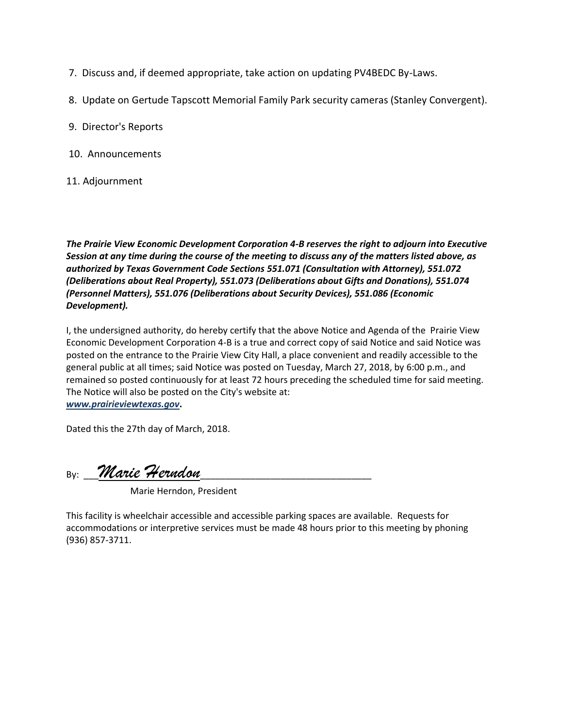7. Discuss and, if deemed appropriate, take action on updating PV4BEDC By-Laws.

8. Update on Gertude Tapscott Memorial Family Park security cameras (Stanley Convergent).

9. Director's Reports

10. Announcements

11. Adjournment

***The Prairie View Economic Development Corporation 4-B reserves the right to adjourn into Executive Session at any time during the course of the meeting to discuss any of the matters listed above, as authorized by Texas Government Code Sections 551.071 (Consultation with Attorney), 551.072 (Deliberations about Real Property), 551.073 (Deliberations about Gifts and Donations), 551.074 (Personnel Matters), 551.076 (Deliberations about Security Devices), 551.086 (Economic Development).***

I, the undersigned authority, do hereby certify that the above Notice and Agenda of the Prairie View Economic Development Corporation 4-B is a true and correct copy of said Notice and said Notice was posted on the entrance to the Prairie View City Hall, a place convenient and readily accessible to the general public at all times; said Notice was posted on Tuesday, March 27, 2018, by 6:00 p.m., and remained so posted continuously for at least 72 hours preceding the scheduled time for said meeting. The Notice will also be posted on the City's website at: ***www.prairieviewtexas.gov*****.**

Dated this the 27th day of March, 2018.

By: ___*Marie Herndon*_______________________________

Marie Herndon, President

This facility is wheelchair accessible and accessible parking spaces are available. Requests for accommodations or interpretive services must be made 48 hours prior to this meeting by phoning (936) 857-3711.